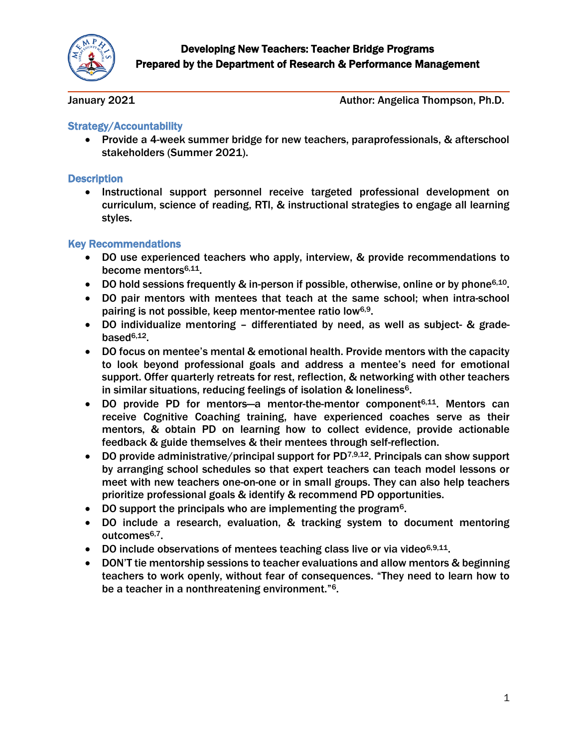# Developing New Teachers: Teacher Bridge Programs

**Prepared by the Department of Research & Performance Management**

January 2021 Author: Angelica Thompson, Ph.D.

## Strategy/Accountability

- Provide a 4-week summer bridge for new teachers, paraprofessionals, & afterschool stakeholders (Summer 2021).

## Description

- Instructional support personnel receive targeted professional development on curriculum, science of reading, RTI, & instructional strategies to engage all learning styles.

## Key Recommendations

- DO use experienced teachers who apply, interview, & provide recommendations to become mentors[6,11].
- DO hold sessions frequently & in-person if possible, otherwise, online or by phone[6,10].
- DO pair mentors with mentees that teach at the same school; when intra-school pairing is not possible, keep mentor-mentee ratio low[6,9].
- DO individualize mentoring – differentiated by need, as well as subject- & grade-based[6,12].
- DO focus on mentee's mental & emotional health. Provide mentors with the capacity to look beyond professional goals and address a mentee's need for emotional support. Offer quarterly retreats for rest, reflection, & networking with other teachers in similar situations, reducing feelings of isolation & loneliness[6].
- DO provide PD for mentors—a mentor-the-mentor component[6,11]. Mentors can receive Cognitive Coaching training, have experienced coaches serve as their mentors, & obtain PD on learning how to collect evidence, provide actionable feedback & guide themselves & their mentees through self-reflection.
- DO provide administrative/principal support for PD[7,9,12]. Principals can show support by arranging school schedules so that expert teachers can teach model lessons or meet with new teachers one-on-one or in small groups. They can also help teachers prioritize professional goals & identify & recommend PD opportunities.
- DO support the principals who are implementing the program[6].
- DO include a research, evaluation, & tracking system to document mentoring outcomes[6,7].
- DO include observations of mentees teaching class live or via video[6,9,11].
- DON'T tie mentorship sessions to teacher evaluations and allow mentors & beginning teachers to work openly, without fear of consequences. "They need to learn how to be a teacher in a nonthreatening environment."[6].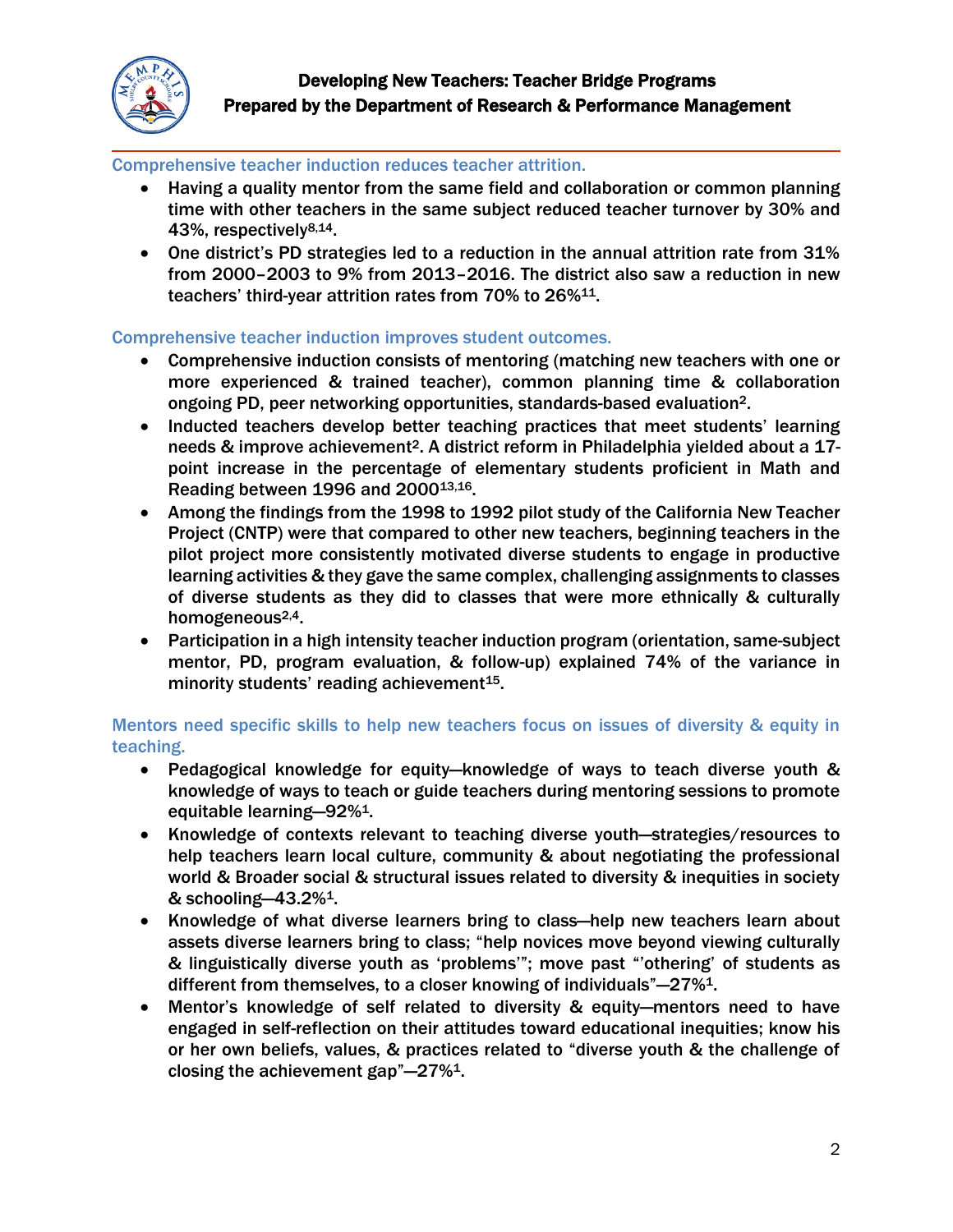## Comprehensive teacher induction reduces teacher attrition.

- Having a quality mentor from the same field and collaboration or common planning time with other teachers in the same subject reduced teacher turnover by 30% and 43%, respectively[8,14].
- One district's PD strategies led to a reduction in the annual attrition rate from 31% from 2000–2003 to 9% from 2013–2016. The district also saw a reduction in new teachers' third-year attrition rates from 70% to 26%[11].

## Comprehensive teacher induction improves student outcomes.

- Comprehensive induction consists of mentoring (matching new teachers with one or more experienced & trained teacher), common planning time & collaboration ongoing PD, peer networking opportunities, standards-based evaluation[2].
- Inducted teachers develop better teaching practices that meet students' learning needs & improve achievement[2]. A district reform in Philadelphia yielded about a 17-point increase in the percentage of elementary students proficient in Math and Reading between 1996 and 2000[13,16].
- Among the findings from the 1998 to 1992 pilot study of the California New Teacher Project (CNTP) were that compared to other new teachers, beginning teachers in the pilot project more consistently motivated diverse students to engage in productive learning activities & they gave the same complex, challenging assignments to classes of diverse students as they did to classes that were more ethnically & culturally homogeneous[2,4].
- Participation in a high intensity teacher induction program (orientation, same-subject mentor, PD, program evaluation, & follow-up) explained 74% of the variance in minority students' reading achievement[15].

## Mentors need specific skills to help new teachers focus on issues of diversity & equity in teaching.

- Pedagogical knowledge for equity—knowledge of ways to teach diverse youth & knowledge of ways to teach or guide teachers during mentoring sessions to promote equitable learning—92%[1].
- Knowledge of contexts relevant to teaching diverse youth—strategies/resources to help teachers learn local culture, community & about negotiating the professional world & Broader social & structural issues related to diversity & inequities in society & schooling—43.2%[1].
- Knowledge of what diverse learners bring to class—help new teachers learn about assets diverse learners bring to class; "help novices move beyond viewing culturally & linguistically diverse youth as 'problems'"; move past "'othering' of students as different from themselves, to a closer knowing of individuals"—27%[1].
- Mentor's knowledge of self related to diversity & equity—mentors need to have engaged in self-reflection on their attitudes toward educational inequities; know his or her own beliefs, values, & practices related to "diverse youth & the challenge of closing the achievement gap"—27%[1].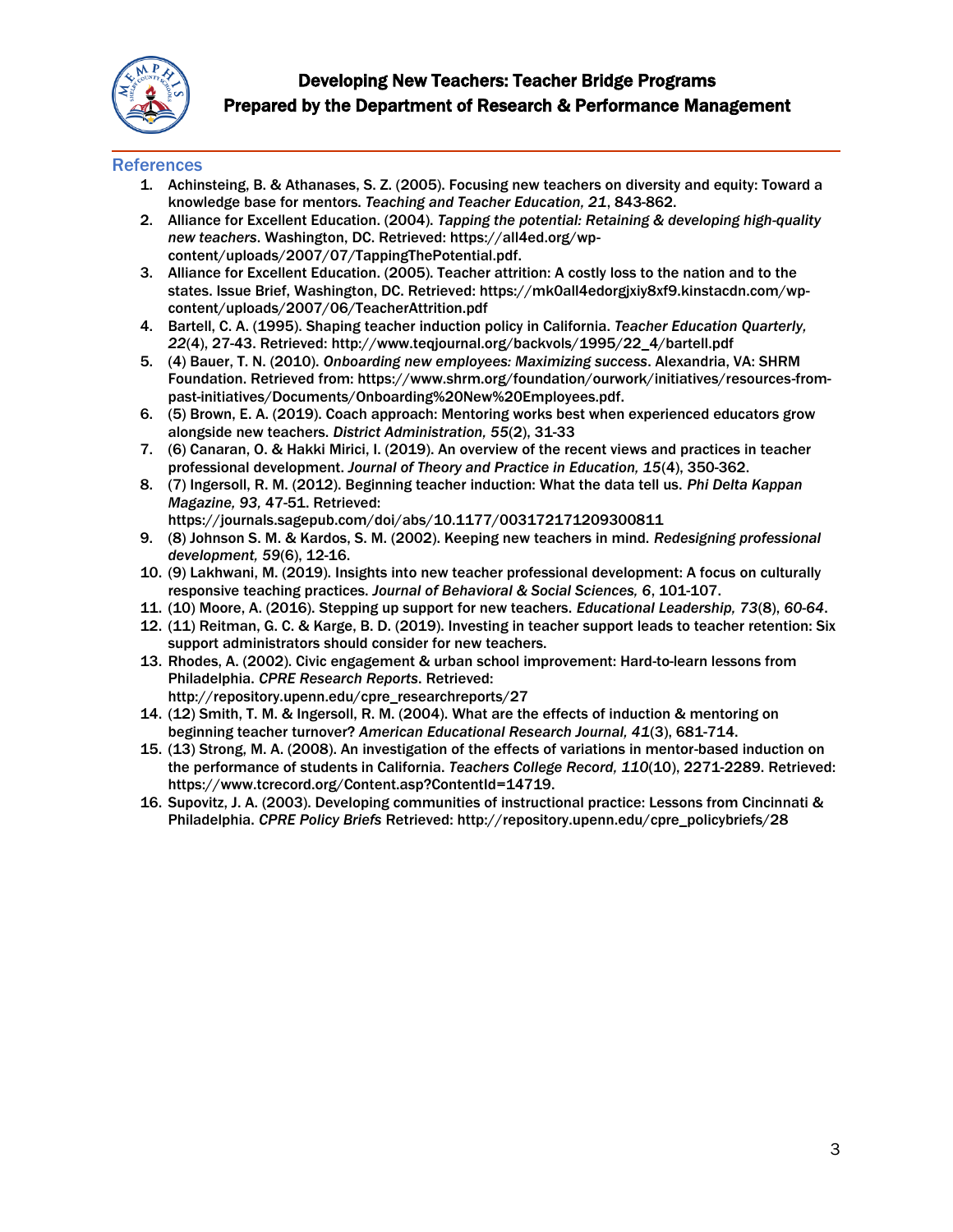## References

1. Achinsteing, B. & Athanases, S. Z. (2005). Focusing new teachers on diversity and equity: Toward a knowledge base for mentors. *Teaching and Teacher Education, 21*, 843-862.
2. Alliance for Excellent Education. (2004). *Tapping the potential: Retaining & developing high-quality new teachers*. Washington, DC. Retrieved: https://all4ed.org/wp-content/uploads/2007/07/TappingThePotential.pdf.
3. Alliance for Excellent Education. (2005). Teacher attrition: A costly loss to the nation and to the states. Issue Brief, Washington, DC. Retrieved: https://mk0all4edorgjxiy8xf9.kinstacdn.com/wp-content/uploads/2007/06/TeacherAttrition.pdf
4. Bartell, C. A. (1995). Shaping teacher induction policy in California. *Teacher Education Quarterly, 22*(4), 27-43. Retrieved: http://www.teqjournal.org/backvols/1995/22_4/bartell.pdf
5. (4) Bauer, T. N. (2010). *Onboarding new employees: Maximizing success*. Alexandria, VA: SHRM Foundation. Retrieved from: https://www.shrm.org/foundation/ourwork/initiatives/resources-from-past-initiatives/Documents/Onboarding%20New%20Employees.pdf.
6. (5) Brown, E. A. (2019). Coach approach: Mentoring works best when experienced educators grow alongside new teachers. *District Administration, 55*(2), 31-33
7. (6) Canaran, O. & Hakki Mirici, I. (2019). An overview of the recent views and practices in teacher professional development. *Journal of Theory and Practice in Education, 15*(4), 350-362.
8. (7) Ingersoll, R. M. (2012). Beginning teacher induction: What the data tell us. *Phi Delta Kappan Magazine, 93,* 47-51. Retrieved: https://journals.sagepub.com/doi/abs/10.1177/003172171209300811
9. (8) Johnson S. M. & Kardos, S. M. (2002). Keeping new teachers in mind. *Redesigning professional development, 59*(6), 12-16.
10. (9) Lakhwani, M. (2019). Insights into new teacher professional development: A focus on culturally responsive teaching practices. *Journal of Behavioral & Social Sciences, 6*, 101-107.
11. (10) Moore, A. (2016). Stepping up support for new teachers. *Educational Leadership, 73*(8), *60-64*.
12. (11) Reitman, G. C. & Karge, B. D. (2019). Investing in teacher support leads to teacher retention: Six support administrators should consider for new teachers.
13. Rhodes, A. (2002). Civic engagement & urban school improvement: Hard-to-learn lessons from Philadelphia. *CPRE Research Reports*. Retrieved: http://repository.upenn.edu/cpre_researchreports/27
14. (12) Smith, T. M. & Ingersoll, R. M. (2004). What are the effects of induction & mentoring on beginning teacher turnover? *American Educational Research Journal, 41*(3), 681-714.
15. (13) Strong, M. A. (2008). An investigation of the effects of variations in mentor-based induction on the performance of students in California. *Teachers College Record, 110*(10), 2271-2289. Retrieved: https://www.tcrecord.org/Content.asp?ContentId=14719.
16. Supovitz, J. A. (2003). Developing communities of instructional practice: Lessons from Cincinnati & Philadelphia. *CPRE Policy Briefs* Retrieved: http://repository.upenn.edu/cpre_policybriefs/28